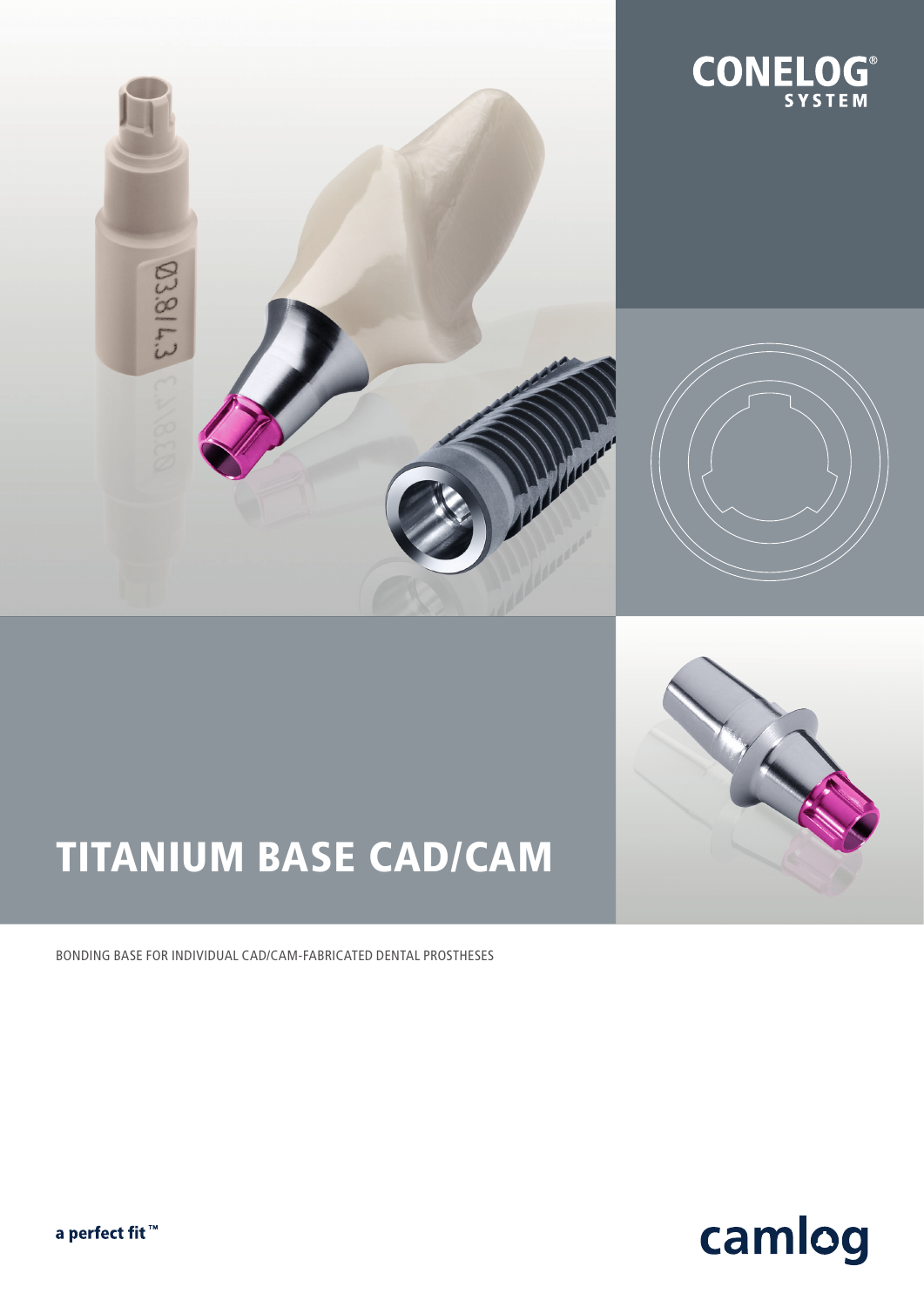CONELOG® SYSTEM

# TITANIUM BASE CAD/CAM

BONDING BASE FOR INDIVIDUAL CAD/CAM-FABRICATED DENTAL PROSTHESES

a perfect fit™

camlog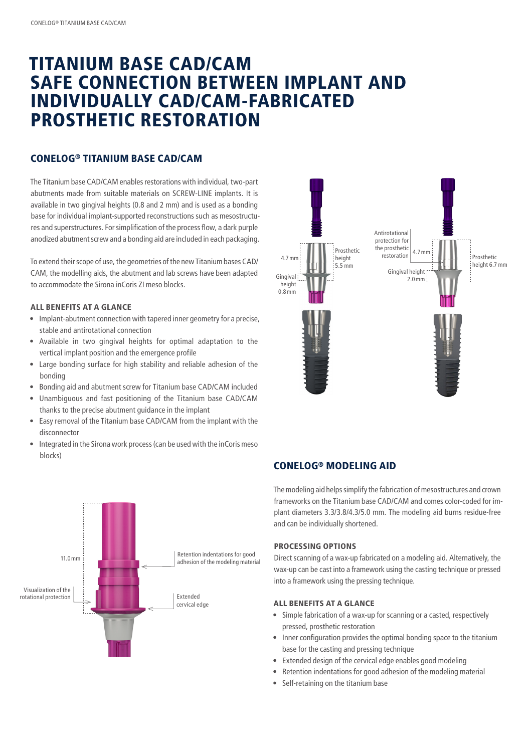# TITANIUM BASE CAD/CAM SAFE CONNECTION BETWEEN IMPLANT AND INDIVIDUALLY CAD/CAM-FABRICATED PROSTHETIC RESTORATION

## CONELOG® TITANIUM BASE CAD/CAM

The Titanium base CAD/CAM enables restorations with individual, two-part abutments made from suitable materials on SCREW-LINE implants. It is available in two gingival heights (0.8 and 2 mm) and is used as a bonding base for individual implant-supported reconstructions such as mesostructures and superstructures. For simplification of the process flow, a dark purple anodized abutment screw and a bonding aid are included in each packaging.

To extend their scope of use, the geometries of the new Titanium bases CAD/CAM, the modelling aids, the abutment and lab screws have been adapted to accommodate the Sirona inCoris ZI meso blocks.

### ALL BENEFITS AT A GLANCE

- Implant-abutment connection with tapered inner geometry for a precise, stable and antirotational connection
- Available in two gingival heights for optimal adaptation to the vertical implant position and the emergence profile
- Large bonding surface for high stability and reliable adhesion of the bonding
- Bonding aid and abutment screw for Titanium base CAD/CAM included
- Unambiguous and fast positioning of the Titanium base CAD/CAM thanks to the precise abutment guidance in the implant
- Easy removal of the Titanium base CAD/CAM from the implant with the disconnector
- Integrated in the Sirona work process (can be used with the inCoris meso blocks)

4.7 mm
Prosthetic height 5.5 mm
Gingival height 0.8 mm

Antirotational protection for the prosthetic restoration
4.7 mm
Prosthetic height 6.7 mm
Gingival height 2.0 mm

11.0 mm
Visualization of the rotational protection
Retention indentations for good adhesion of the modeling material
Extended cervical edge

## CONELOG® MODELING AID

The modeling aid helps simplify the fabrication of mesostructures and crown frameworks on the Titanium base CAD/CAM and comes color-coded for implant diameters 3.3/3.8/4.3/5.0 mm. The modeling aid burns residue-free and can be individually shortened.

### PROCESSING OPTIONS

Direct scanning of a wax-up fabricated on a modeling aid. Alternatively, the wax-up can be cast into a framework using the casting technique or pressed into a framework using the pressing technique.

### ALL BENEFITS AT A GLANCE

- Simple fabrication of a wax-up for scanning or a casted, respectively pressed, prosthetic restoration
- Inner configuration provides the optimal bonding space to the titanium base for the casting and pressing technique
- Extended design of the cervical edge enables good modeling
- Retention indentations for good adhesion of the modeling material
- Self-retaining on the titanium base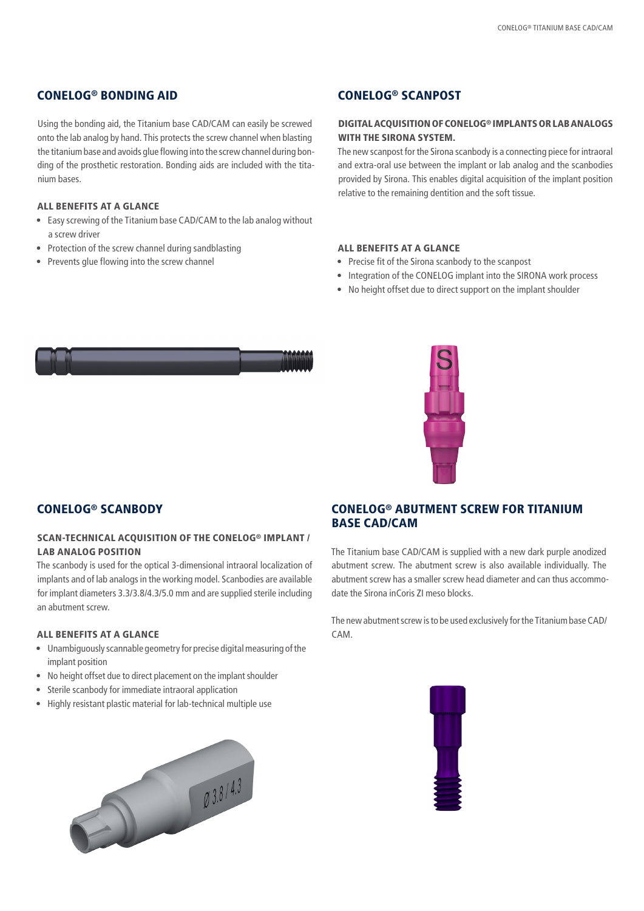## CONELOG® BONDING AID

Using the bonding aid, the Titanium base CAD/CAM can easily be screwed onto the lab analog by hand. This protects the screw channel when blasting the titanium base and avoids glue flowing into the screw channel during bonding of the prosthetic restoration. Bonding aids are included with the titanium bases.

#### ALL BENEFITS AT A GLANCE

- Easy screwing of the Titanium base CAD/CAM to the lab analog without a screw driver
- Protection of the screw channel during sandblasting
- Prevents glue flowing into the screw channel

## CONELOG® SCANPOST

#### DIGITAL ACQUISITION OF CONELOG® IMPLANTS OR LAB ANALOGS WITH THE SIRONA SYSTEM.

The new scanpost for the Sirona scanbody is a connecting piece for intraoral and extra-oral use between the implant or lab analog and the scanbodies provided by Sirona. This enables digital acquisition of the implant position relative to the remaining dentition and the soft tissue.

#### ALL BENEFITS AT A GLANCE

- Precise fit of the Sirona scanbody to the scanpost
- Integration of the CONELOG implant into the SIRONA work process
- No height offset due to direct support on the implant shoulder

## CONELOG® SCANBODY

#### SCAN-TECHNICAL ACQUISITION OF THE CONELOG® IMPLANT / LAB ANALOG POSITION

The scanbody is used for the optical 3-dimensional intraoral localization of implants and of lab analogs in the working model. Scanbodies are available for implant diameters 3.3/3.8/4.3/5.0 mm and are supplied sterile including an abutment screw.

#### ALL BENEFITS AT A GLANCE

- Unambiguously scannable geometry for precise digital measuring of the implant position
- No height offset due to direct placement on the implant shoulder
- Sterile scanbody for immediate intraoral application
- Highly resistant plastic material for lab-technical multiple use

## CONELOG® ABUTMENT SCREW FOR TITANIUM BASE CAD/CAM

The Titanium base CAD/CAM is supplied with a new dark purple anodized abutment screw. The abutment screw is also available individually. The abutment screw has a smaller screw head diameter and can thus accommodate the Sirona inCoris ZI meso blocks.

The new abutment screw is to be used exclusively for the Titanium base CAD/CAM.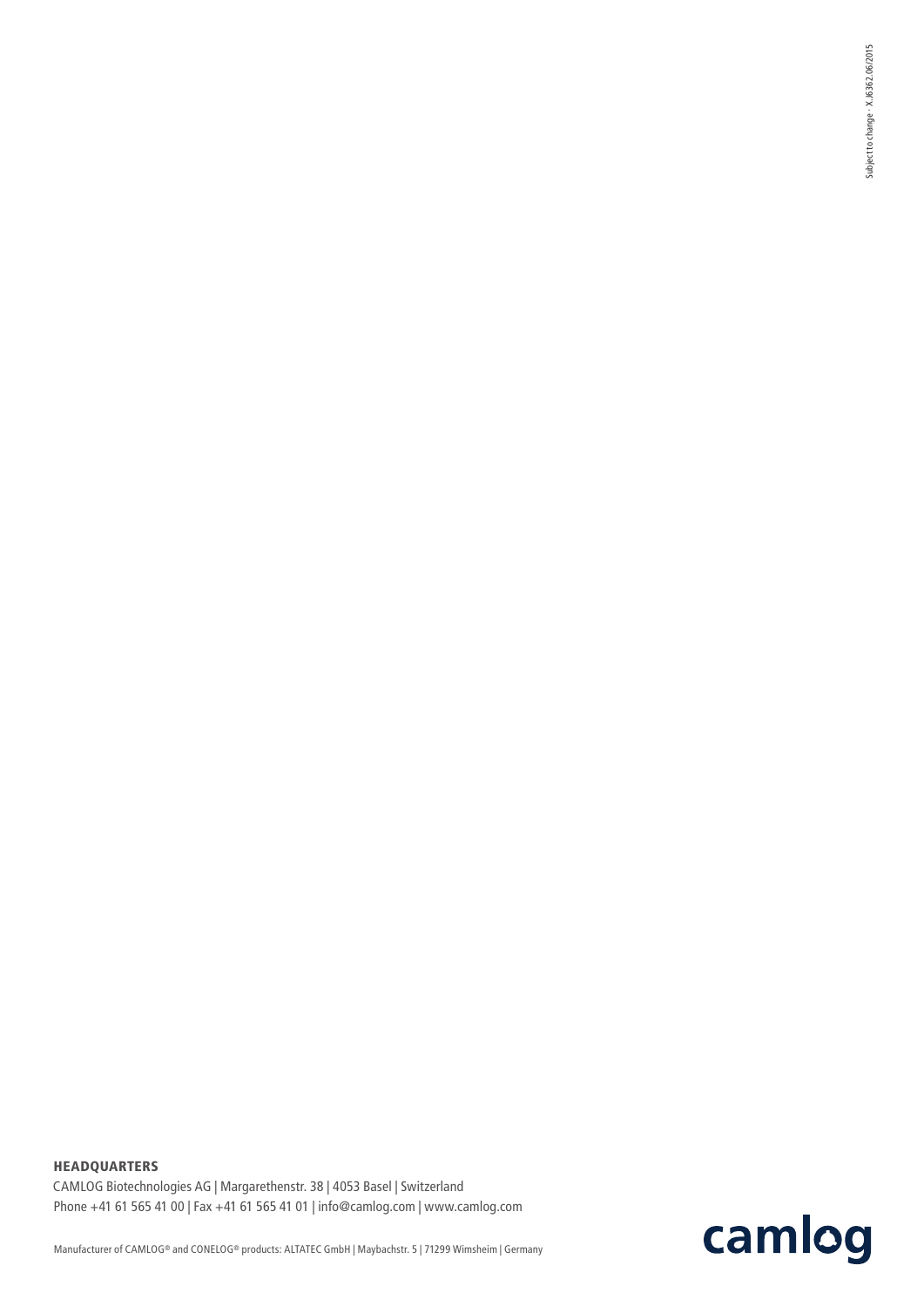Subject to change · X.J6362.06/2015

**HEADQUARTERS**

CAMLOG Biotechnologies AG | Margarethenstr. 38 | 4053 Basel | Switzerland
Phone +41 61 565 41 00 | Fax +41 61 565 41 01 | info@camlog.com | www.camlog.com

Manufacturer of CAMLOG® and CONELOG® products: ALTATEC GmbH | Maybachstr. 5 | 71299 Wimsheim | Germany

camlog